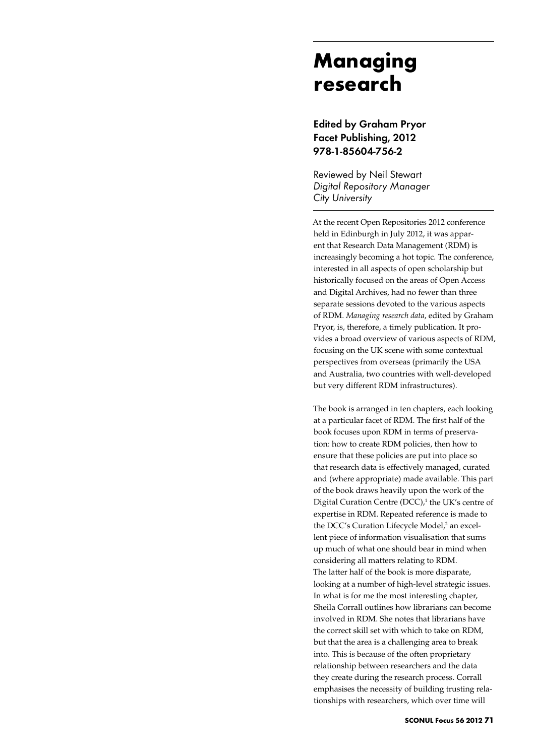# Managing research

## Edited by Graham Pryor
## Facet Publishing, 2012
## 978-1-85604-756-2

Reviewed by Neil Stewart
*Digital Repository Manager*
*City University*

At the recent Open Repositories 2012 conference held in Edinburgh in July 2012, it was apparent that Research Data Management (RDM) is increasingly becoming a hot topic. The conference, interested in all aspects of open scholarship but historically focused on the areas of Open Access and Digital Archives, had no fewer than three separate sessions devoted to the various aspects of RDM. *Managing research data*, edited by Graham Pryor, is, therefore, a timely publication. It provides a broad overview of various aspects of RDM, focusing on the UK scene with some contextual perspectives from overseas (primarily the USA and Australia, two countries with well-developed but very different RDM infrastructures).

The book is arranged in ten chapters, each looking at a particular facet of RDM. The first half of the book focuses upon RDM in terms of preservation: how to create RDM policies, then how to ensure that these policies are put into place so that research data is effectively managed, curated and (where appropriate) made available. This part of the book draws heavily upon the work of the Digital Curation Centre (DCC),[1] the UK's centre of expertise in RDM. Repeated reference is made to the DCC's Curation Lifecycle Model,[2] an excellent piece of information visualisation that sums up much of what one should bear in mind when considering all matters relating to RDM.

The latter half of the book is more disparate, looking at a number of high-level strategic issues. In what is for me the most interesting chapter, Sheila Corrall outlines how librarians can become involved in RDM. She notes that librarians have the correct skill set with which to take on RDM, but that the area is a challenging area to break into. This is because of the often proprietary relationship between researchers and the data they create during the research process. Corrall emphasises the necessity of building trusting relationships with researchers, which over time will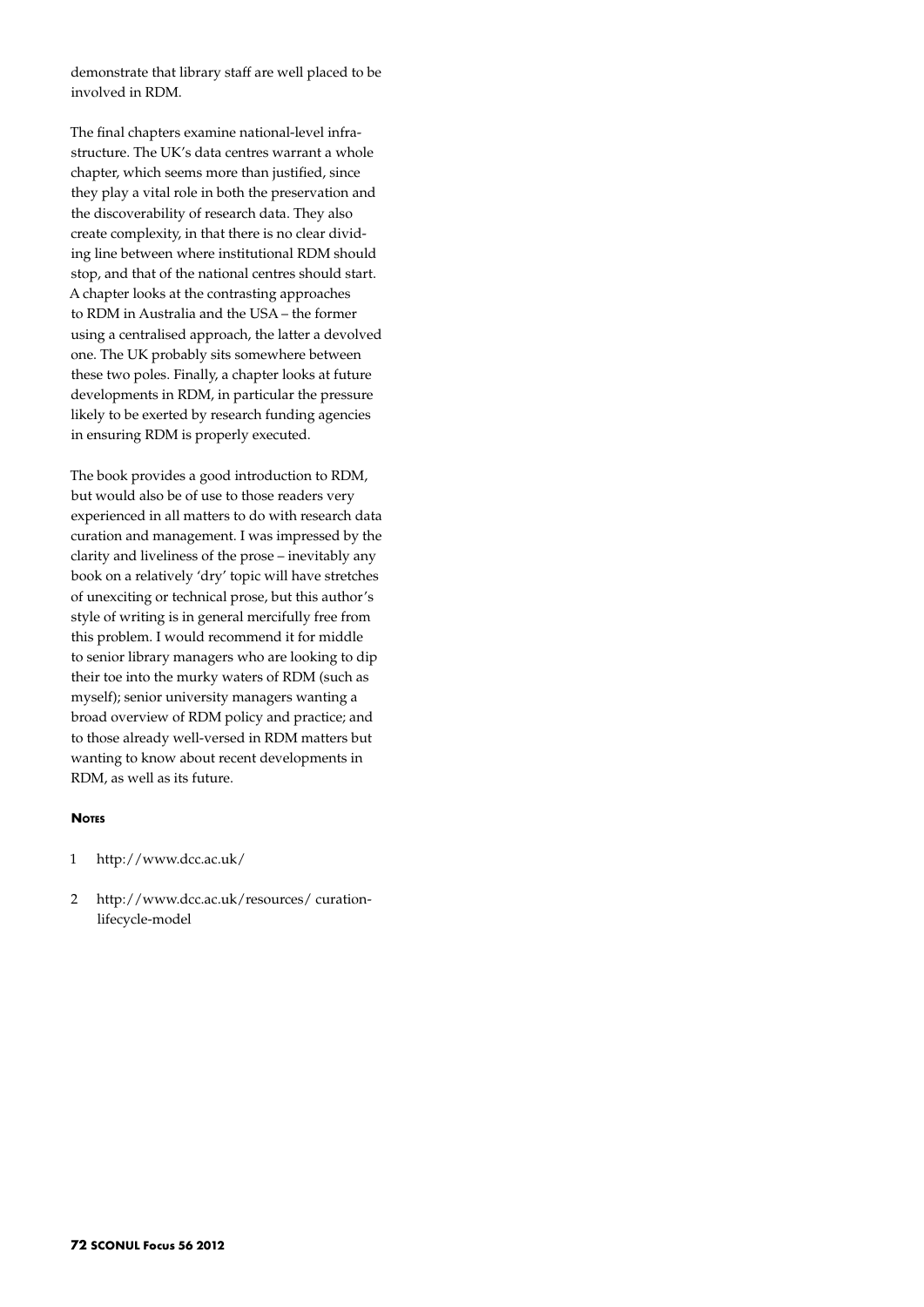demonstrate that library staff are well placed to be involved in RDM.

The final chapters examine national-level infrastructure. The UK's data centres warrant a whole chapter, which seems more than justified, since they play a vital role in both the preservation and the discoverability of research data. They also create complexity, in that there is no clear dividing line between where institutional RDM should stop, and that of the national centres should start. A chapter looks at the contrasting approaches to RDM in Australia and the USA – the former using a centralised approach, the latter a devolved one. The UK probably sits somewhere between these two poles. Finally, a chapter looks at future developments in RDM, in particular the pressure likely to be exerted by research funding agencies in ensuring RDM is properly executed.

The book provides a good introduction to RDM, but would also be of use to those readers very experienced in all matters to do with research data curation and management. I was impressed by the clarity and liveliness of the prose – inevitably any book on a relatively 'dry' topic will have stretches of unexciting or technical prose, but this author's style of writing is in general mercifully free from this problem. I would recommend it for middle to senior library managers who are looking to dip their toe into the murky waters of RDM (such as myself); senior university managers wanting a broad overview of RDM policy and practice; and to those already well-versed in RDM matters but wanting to know about recent developments in RDM, as well as its future.

**Notes**

1. http://www.dcc.ac.uk/
2. http://www.dcc.ac.uk/resources/ curation-lifecycle-model